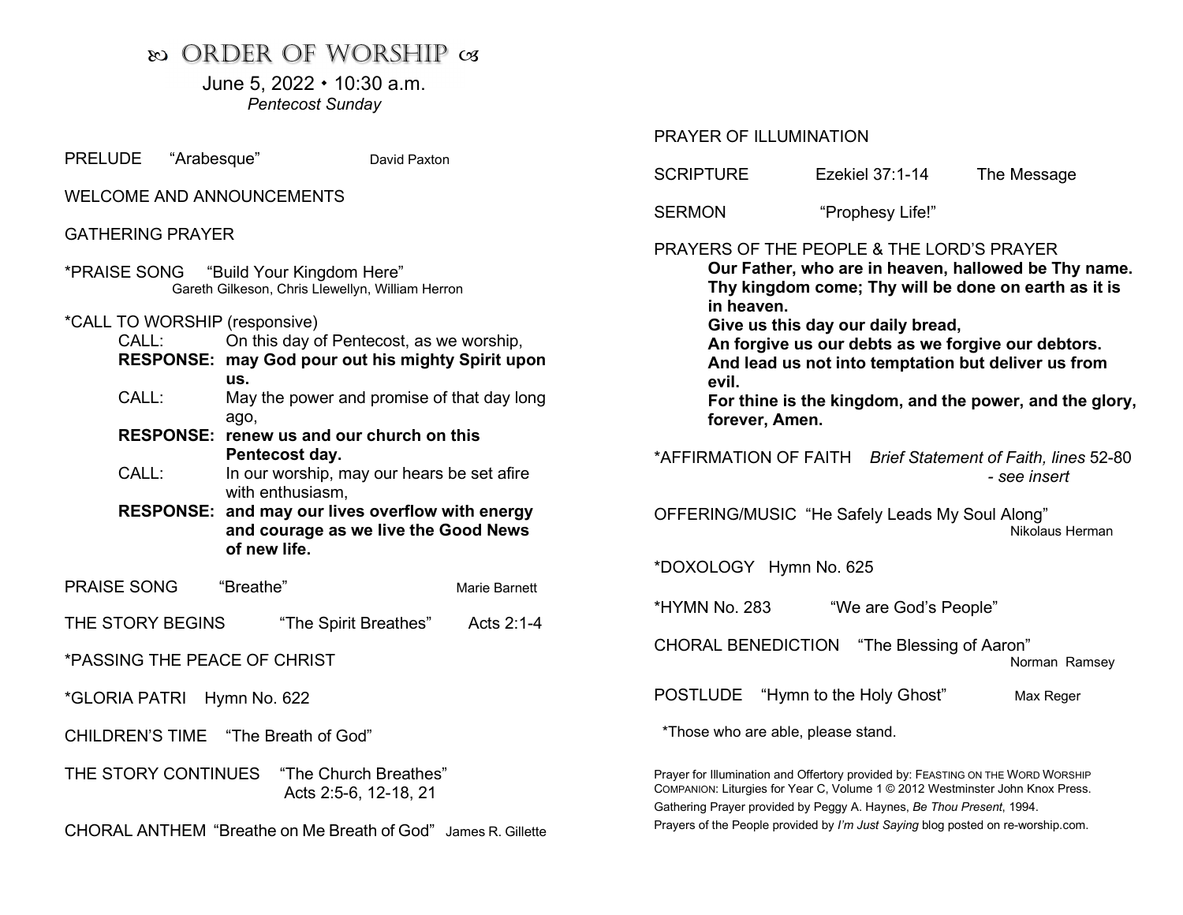# ꕥ ORDER OF WORSHIP ꕥ

June 5, 2022 • 10:30 a.m.
*Pentecost Sunday*

PRELUDE "Arabesque" David Paxton

WELCOME AND ANNOUNCEMENTS

GATHERING PRAYER

*PRAISE SONG "Build Your Kingdom Here"
Gareth Gilkeson, Chris Llewellyn, William Herron

*CALL TO WORSHIP (responsive)

CALL: On this day of Pentecost, as we worship,
**RESPONSE: may God pour out his mighty Spirit upon us.**
CALL: May the power and promise of that day long ago,
**RESPONSE: renew us and our church on this Pentecost day.**
CALL: In our worship, may our hears be set afire with enthusiasm,
**RESPONSE: and may our lives overflow with energy and courage as we live the Good News of new life.**

PRAISE SONG "Breathe" Marie Barnett

THE STORY BEGINS "The Spirit Breathes" Acts 2:1-4

*PASSING THE PEACE OF CHRIST

*GLORIA PATRI Hymn No. 622

CHILDREN'S TIME "The Breath of God"

THE STORY CONTINUES "The Church Breathes"
Acts 2:5-6, 12-18, 21

CHORAL ANTHEM "Breathe on Me Breath of God" James R. Gillette

PRAYER OF ILLUMINATION

SCRIPTURE Ezekiel 37:1-14 The Message

SERMON "Prophesy Life!"

PRAYERS OF THE PEOPLE & THE LORD'S PRAYER

**Our Father, who are in heaven, hallowed be Thy name.**
**Thy kingdom come; Thy will be done on earth as it is in heaven.**
**Give us this day our daily bread,**
**An forgive us our debts as we forgive our debtors.**
**And lead us not into temptation but deliver us from evil.**
**For thine is the kingdom, and the power, and the glory, forever, Amen.**

*AFFIRMATION OF FAITH *Brief Statement of Faith, lines* 52-80
*- see insert*

OFFERING/MUSIC "He Safely Leads My Soul Along"
Nikolaus Herman

*DOXOLOGY Hymn No. 625

*HYMN No. 283 "We are God's People"

CHORAL BENEDICTION "The Blessing of Aaron"
Norman Ramsey

POSTLUDE "Hymn to the Holy Ghost" Max Reger

*Those who are able, please stand.

Prayer for Illumination and Offertory provided by: FEASTING ON THE WORD WORSHIP COMPANION: Liturgies for Year C, Volume 1 © 2012 Westminster John Knox Press.
Gathering Prayer provided by Peggy A. Haynes, *Be Thou Present*, 1994.
Prayers of the People provided by *I'm Just Saying* blog posted on re-worship.com.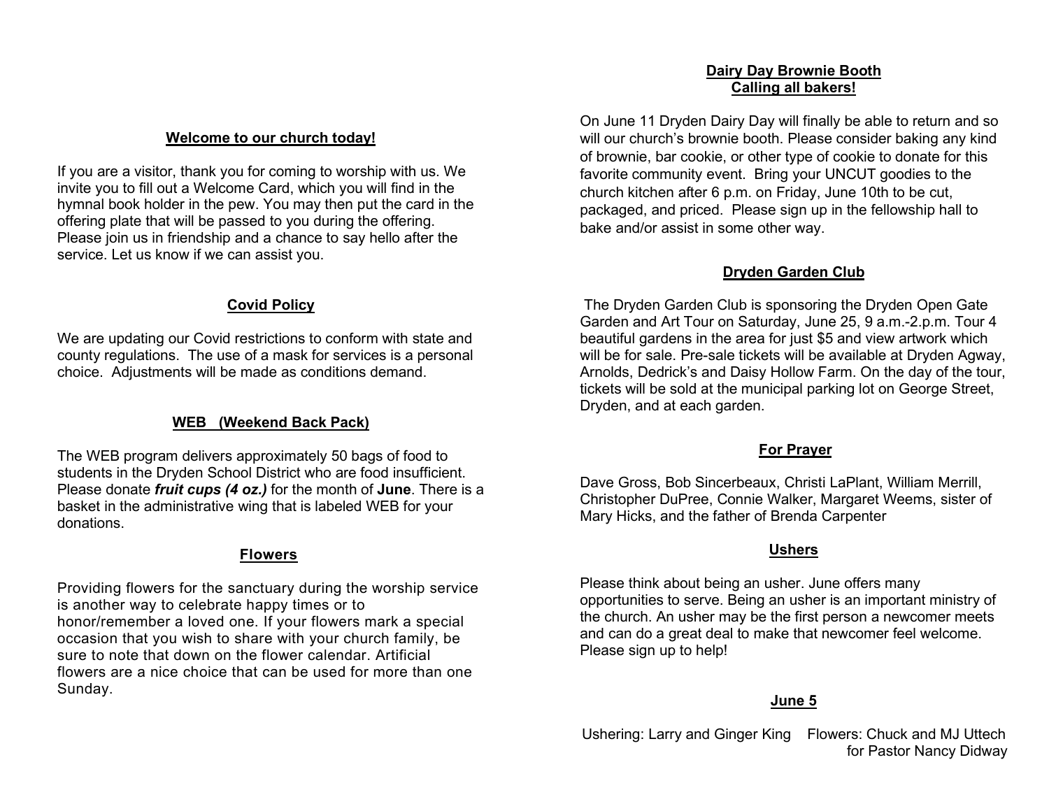## Welcome to our church today!

If you are a visitor, thank you for coming to worship with us. We invite you to fill out a Welcome Card, which you will find in the hymnal book holder in the pew. You may then put the card in the offering plate that will be passed to you during the offering. Please join us in friendship and a chance to say hello after the service. Let us know if we can assist you.

## Covid Policy

We are updating our Covid restrictions to conform with state and county regulations. The use of a mask for services is a personal choice. Adjustments will be made as conditions demand.

## WEB (Weekend Back Pack)

The WEB program delivers approximately 50 bags of food to students in the Dryden School District who are food insufficient. Please donate ***fruit cups (4 oz.)*** for the month of **June**. There is a basket in the administrative wing that is labeled WEB for your donations.

## Flowers

Providing flowers for the sanctuary during the worship service is another way to celebrate happy times or to honor/remember a loved one. If your flowers mark a special occasion that you wish to share with your church family, be sure to note that down on the flower calendar. Artificial flowers are a nice choice that can be used for more than one Sunday.

## Dairy Day Brownie Booth
## Calling all bakers!

On June 11 Dryden Dairy Day will finally be able to return and so will our church's brownie booth. Please consider baking any kind of brownie, bar cookie, or other type of cookie to donate for this favorite community event. Bring your UNCUT goodies to the church kitchen after 6 p.m. on Friday, June 10th to be cut, packaged, and priced. Please sign up in the fellowship hall to bake and/or assist in some other way.

## Dryden Garden Club

The Dryden Garden Club is sponsoring the Dryden Open Gate Garden and Art Tour on Saturday, June 25, 9 a.m.-2.p.m. Tour 4 beautiful gardens in the area for just $5 and view artwork which will be for sale. Pre-sale tickets will be available at Dryden Agway, Arnolds, Dedrick's and Daisy Hollow Farm. On the day of the tour, tickets will be sold at the municipal parking lot on George Street, Dryden, and at each garden.

## For Prayer

Dave Gross, Bob Sincerbeaux, Christi LaPlant, William Merrill, Christopher DuPree, Connie Walker, Margaret Weems, sister of Mary Hicks, and the father of Brenda Carpenter

## Ushers

Please think about being an usher. June offers many opportunities to serve. Being an usher is an important ministry of the church. An usher may be the first person a newcomer meets and can do a great deal to make that newcomer feel welcome. Please sign up to help!

## June 5

Ushering: Larry and Ginger King    Flowers: Chuck and MJ Uttech for Pastor Nancy Didway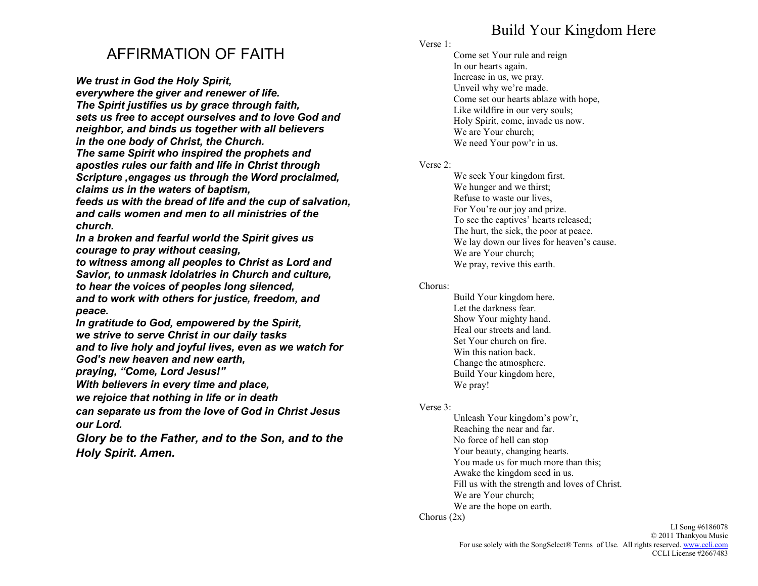# AFFIRMATION OF FAITH

***We trust in God the Holy Spirit,***
***everywhere the giver and renewer of life.***
***The Spirit justifies us by grace through faith,***
***sets us free to accept ourselves and to love God and neighbor, and binds us together with all believers***
***in the one body of Christ, the Church.***
***The same Spirit who inspired the prophets and apostles rules our faith and life in Christ through Scripture ,engages us through the Word proclaimed,***
***claims us in the waters of baptism,***
***feeds us with the bread of life and the cup of salvation,***
***and calls women and men to all ministries of the church.***
***In a broken and fearful world the Spirit gives us courage to pray without ceasing,***
***to witness among all peoples to Christ as Lord and Savior, to unmask idolatries in Church and culture,***
***to hear the voices of peoples long silenced,***
***and to work with others for justice, freedom, and peace.***
***In gratitude to God, empowered by the Spirit,***
***we strive to serve Christ in our daily tasks***
***and to live holy and joyful lives, even as we watch for God's new heaven and new earth,***
***praying, "Come, Lord Jesus!"***
***With believers in every time and place,***
***we rejoice that nothing in life or in death***
***can separate us from the love of God in Christ Jesus our Lord.***
***Glory be to the Father, and to the Son, and to the Holy Spirit. Amen.***

# Build Your Kingdom Here

Verse 1:

Come set Your rule and reign
In our hearts again.
Increase in us, we pray.
Unveil why we're made.
Come set our hearts ablaze with hope,
Like wildfire in our very souls;
Holy Spirit, come, invade us now.
We are Your church;
We need Your pow'r in us.

Verse 2:

We seek Your kingdom first.
We hunger and we thirst;
Refuse to waste our lives,
For You're our joy and prize.
To see the captives' hearts released;
The hurt, the sick, the poor at peace.
We lay down our lives for heaven's cause.
We are Your church;
We pray, revive this earth.

Chorus:

Build Your kingdom here.
Let the darkness fear.
Show Your mighty hand.
Heal our streets and land.
Set Your church on fire.
Win this nation back.
Change the atmosphere.
Build Your kingdom here,
We pray!

Verse 3:

Unleash Your kingdom's pow'r,
Reaching the near and far.
No force of hell can stop
Your beauty, changing hearts.
You made us for much more than this;
Awake the kingdom seed in us.
Fill us with the strength and loves of Christ.
We are Your church;
We are the hope on earth.

Chorus (2x)

LI Song #6186078
© 2011 Thankyou Music
For use solely with the SongSelect® Terms of Use. All rights reserved. www.ccli.com
CCLI License #2667483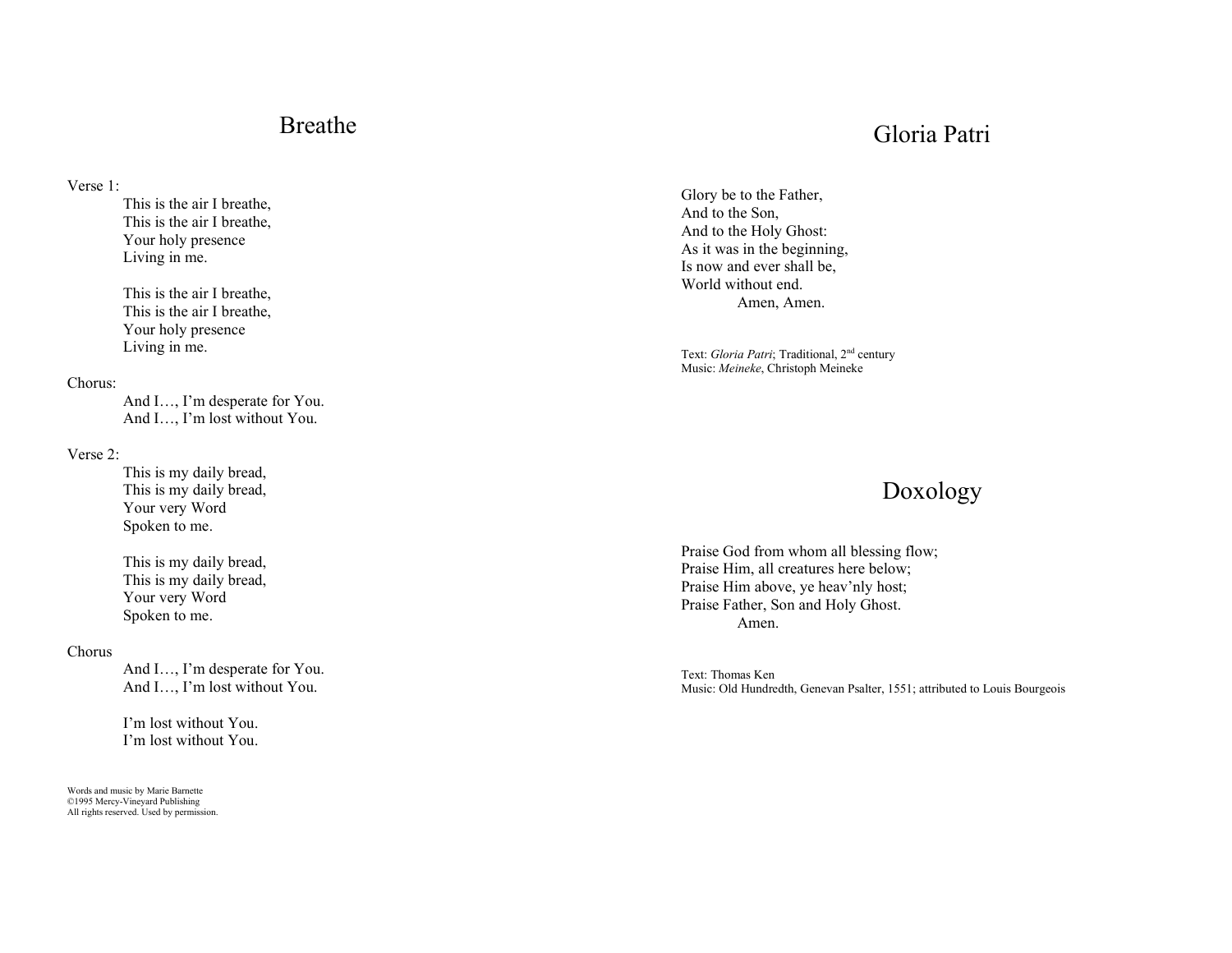# Breathe

Verse 1:

This is the air I breathe,
This is the air I breathe,
Your holy presence
Living in me.

This is the air I breathe,
This is the air I breathe,
Your holy presence
Living in me.

Chorus:

And I…, I'm desperate for You.
And I…, I'm lost without You.

Verse 2:

This is my daily bread,
This is my daily bread,
Your very Word
Spoken to me.

This is my daily bread,
This is my daily bread,
Your very Word
Spoken to me.

Chorus

And I…, I'm desperate for You.
And I…, I'm lost without You.

I'm lost without You.
I'm lost without You.

Words and music by Marie Barnette
©1995 Mercy-Vineyard Publishing
All rights reserved. Used by permission.

# Gloria Patri

Glory be to the Father,
And to the Son,
And to the Holy Ghost:
As it was in the beginning,
Is now and ever shall be,
World without end.
Amen, Amen.

Text: *Gloria Patri*; Traditional, 2nd century
Music: *Meineke*, Christoph Meineke

# Doxology

Praise God from whom all blessing flow;
Praise Him, all creatures here below;
Praise Him above, ye heav'nly host;
Praise Father, Son and Holy Ghost.
Amen.

Text: Thomas Ken
Music: Old Hundredth, Genevan Psalter, 1551; attributed to Louis Bourgeois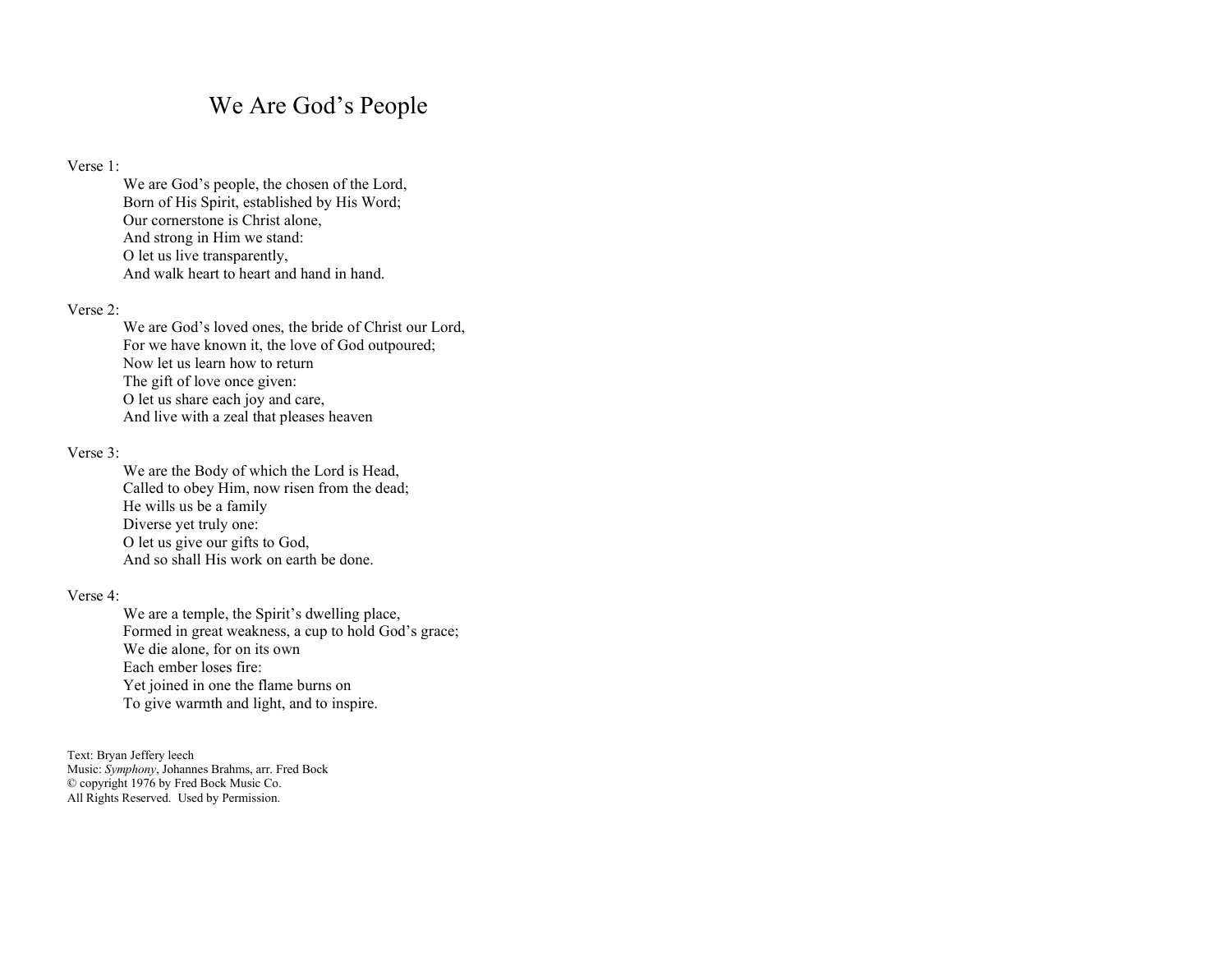# We Are God's People

Verse 1:

We are God's people, the chosen of the Lord,
Born of His Spirit, established by His Word;
Our cornerstone is Christ alone,
And strong in Him we stand:
O let us live transparently,
And walk heart to heart and hand in hand.

Verse 2:

We are God's loved ones, the bride of Christ our Lord,
For we have known it, the love of God outpoured;
Now let us learn how to return
The gift of love once given:
O let us share each joy and care,
And live with a zeal that pleases heaven

Verse 3:

We are the Body of which the Lord is Head,
Called to obey Him, now risen from the dead;
He wills us be a family
Diverse yet truly one:
O let us give our gifts to God,
And so shall His work on earth be done.

Verse 4:

We are a temple, the Spirit's dwelling place,
Formed in great weakness, a cup to hold God's grace;
We die alone, for on its own
Each ember loses fire:
Yet joined in one the flame burns on
To give warmth and light, and to inspire.

Text: Bryan Jeffery leech
Music: *Symphony*, Johannes Brahms, arr. Fred Bock
© copyright 1976 by Fred Bock Music Co.
All Rights Reserved. Used by Permission.